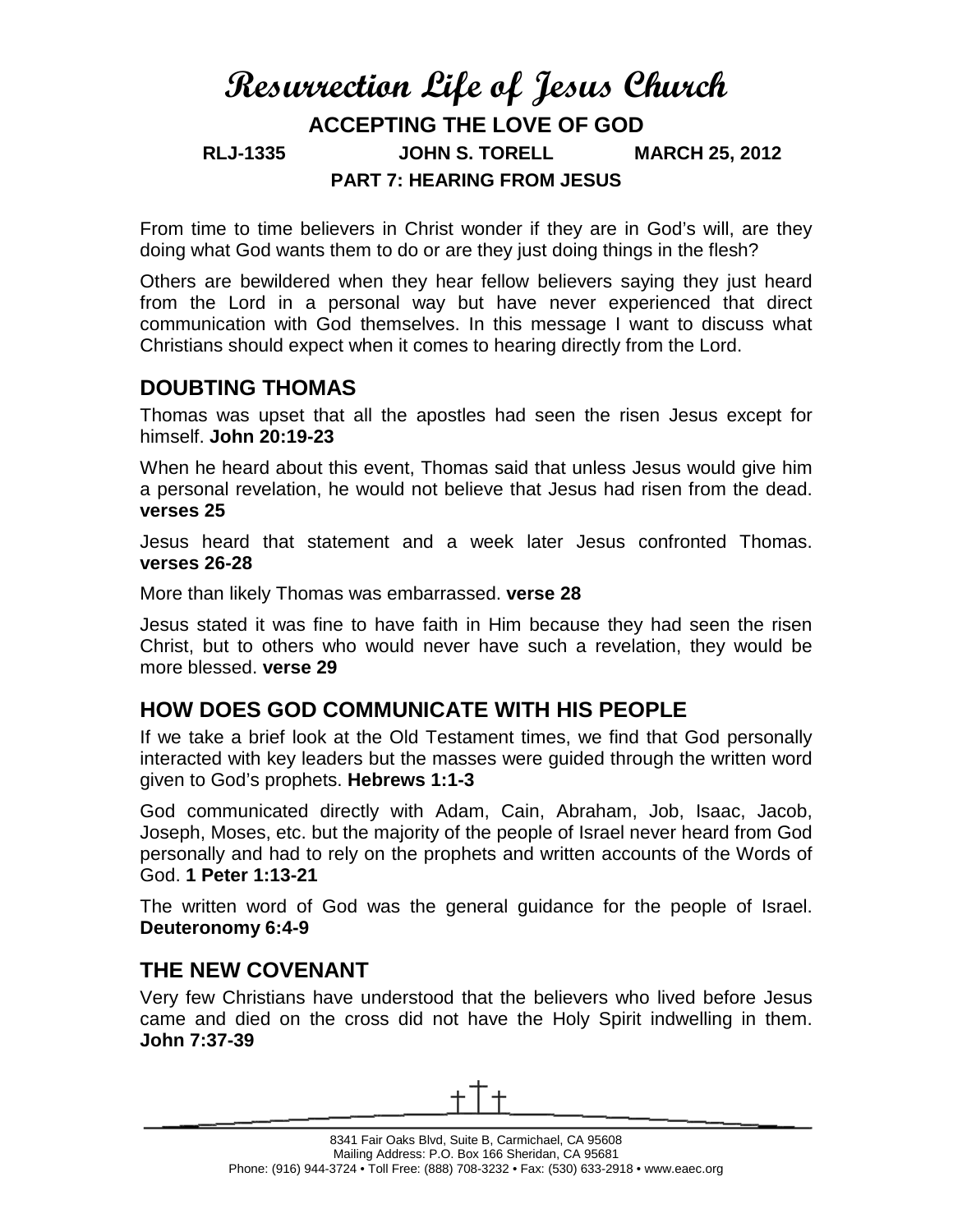# Resurrection Life of Jesus Church

## ACCEPTING THE LOVE OF GOD

**RLJ-1335 JOHN S. TORELL MARCH 25, 2012**

**PART 7: HEARING FROM JESUS**

From time to time believers in Christ wonder if they are in God's will, are they doing what God wants them to do or are they just doing things in the flesh?

Others are bewildered when they hear fellow believers saying they just heard from the Lord in a personal way but have never experienced that direct communication with God themselves. In this message I want to discuss what Christians should expect when it comes to hearing directly from the Lord.

## DOUBTING THOMAS

Thomas was upset that all the apostles had seen the risen Jesus except for himself. **John 20:19-23**

When he heard about this event, Thomas said that unless Jesus would give him a personal revelation, he would not believe that Jesus had risen from the dead. **verses 25**

Jesus heard that statement and a week later Jesus confronted Thomas. **verses 26-28**

More than likely Thomas was embarrassed. **verse 28**

Jesus stated it was fine to have faith in Him because they had seen the risen Christ, but to others who would never have such a revelation, they would be more blessed. **verse 29**

## HOW DOES GOD COMMUNICATE WITH HIS PEOPLE

If we take a brief look at the Old Testament times, we find that God personally interacted with key leaders but the masses were guided through the written word given to God's prophets. **Hebrews 1:1-3**

God communicated directly with Adam, Cain, Abraham, Job, Isaac, Jacob, Joseph, Moses, etc. but the majority of the people of Israel never heard from God personally and had to rely on the prophets and written accounts of the Words of God. **1 Peter 1:13-21**

The written word of God was the general guidance for the people of Israel. **Deuteronomy 6:4-9**

## THE NEW COVENANT

Very few Christians have understood that the believers who lived before Jesus came and died on the cross did not have the Holy Spirit indwelling in them. **John 7:37-39**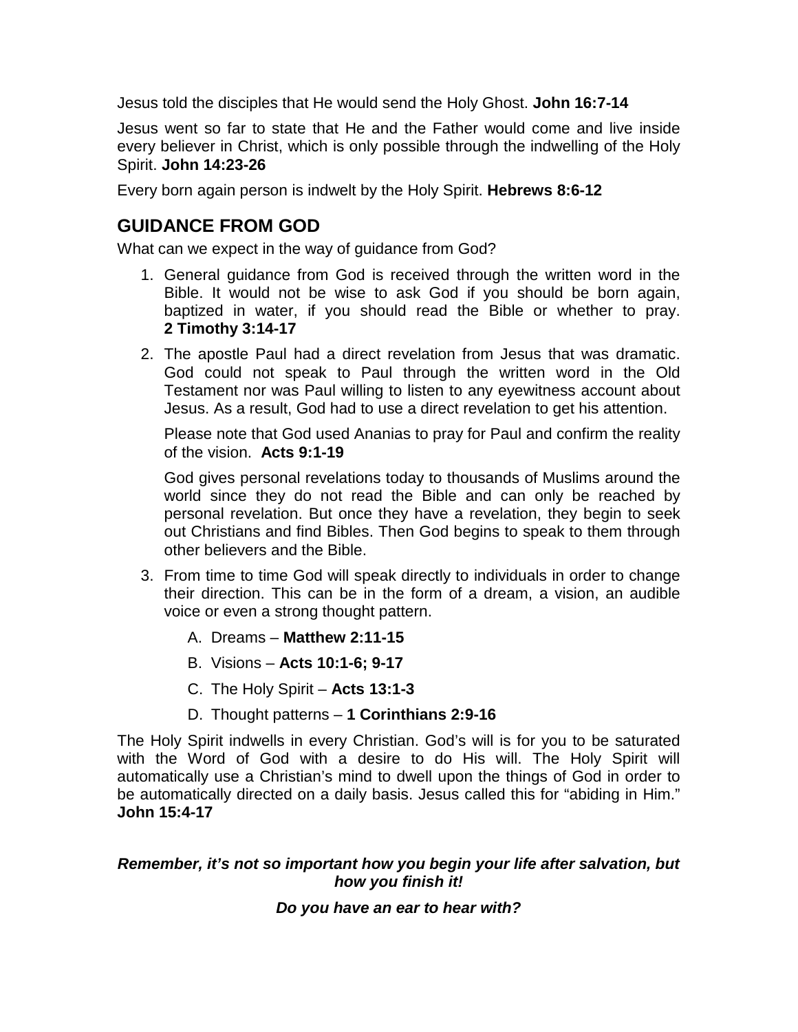Jesus told the disciples that He would send the Holy Ghost. **John 16:7-14**

Jesus went so far to state that He and the Father would come and live inside every believer in Christ, which is only possible through the indwelling of the Holy Spirit. **John 14:23-26**

Every born again person is indwelt by the Holy Spirit. **Hebrews 8:6-12**

## GUIDANCE FROM GOD

What can we expect in the way of guidance from God?

1. General guidance from God is received through the written word in the Bible. It would not be wise to ask God if you should be born again, baptized in water, if you should read the Bible or whether to pray. **2 Timothy 3:14-17**

2. The apostle Paul had a direct revelation from Jesus that was dramatic. God could not speak to Paul through the written word in the Old Testament nor was Paul willing to listen to any eyewitness account about Jesus. As a result, God had to use a direct revelation to get his attention.

   Please note that God used Ananias to pray for Paul and confirm the reality of the vision. **Acts 9:1-19**

   God gives personal revelations today to thousands of Muslims around the world since they do not read the Bible and can only be reached by personal revelation. But once they have a revelation, they begin to seek out Christians and find Bibles. Then God begins to speak to them through other believers and the Bible.

3. From time to time God will speak directly to individuals in order to change their direction. This can be in the form of a dream, a vision, an audible voice or even a strong thought pattern.

   A. Dreams – **Matthew 2:11-15**

   B. Visions – **Acts 10:1-6; 9-17**

   C. The Holy Spirit – **Acts 13:1-3**

   D. Thought patterns – **1 Corinthians 2:9-16**

The Holy Spirit indwells in every Christian. God's will is for you to be saturated with the Word of God with a desire to do His will. The Holy Spirit will automatically use a Christian's mind to dwell upon the things of God in order to be automatically directed on a daily basis. Jesus called this for "abiding in Him." **John 15:4-17**

***Remember, it's not so important how you begin your life after salvation, but how you finish it!***

***Do you have an ear to hear with?***